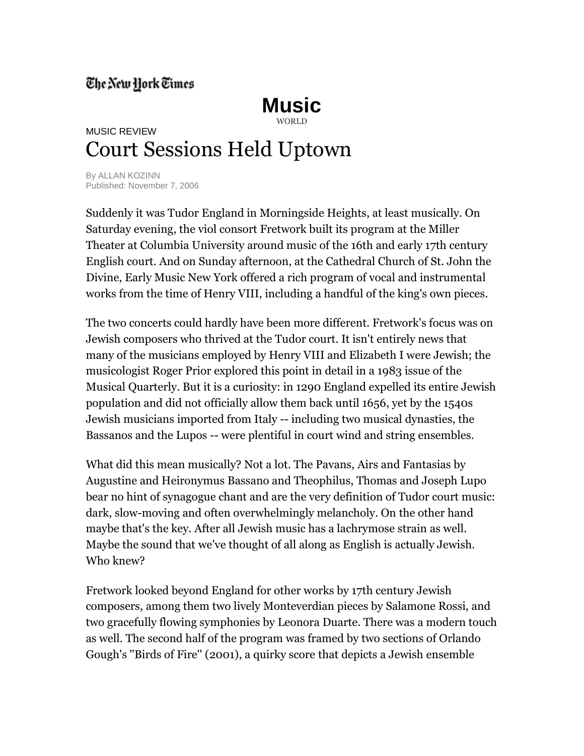The New York Times

# Music

WORLD

MUSIC REVIEW

## Court Sessions Held Uptown

By ALLAN KOZINN
Published: November 7, 2006

Suddenly it was Tudor England in Morningside Heights, at least musically. On Saturday evening, the viol consort Fretwork built its program at the Miller Theater at Columbia University around music of the 16th and early 17th century English court. And on Sunday afternoon, at the Cathedral Church of St. John the Divine, Early Music New York offered a rich program of vocal and instrumental works from the time of Henry VIII, including a handful of the king's own pieces.

The two concerts could hardly have been more different. Fretwork's focus was on Jewish composers who thrived at the Tudor court. It isn't entirely news that many of the musicians employed by Henry VIII and Elizabeth I were Jewish; the musicologist Roger Prior explored this point in detail in a 1983 issue of the Musical Quarterly. But it is a curiosity: in 1290 England expelled its entire Jewish population and did not officially allow them back until 1656, yet by the 1540s Jewish musicians imported from Italy -- including two musical dynasties, the Bassanos and the Lupos -- were plentiful in court wind and string ensembles.

What did this mean musically? Not a lot. The Pavans, Airs and Fantasias by Augustine and Heironymus Bassano and Theophilus, Thomas and Joseph Lupo bear no hint of synagogue chant and are the very definition of Tudor court music: dark, slow-moving and often overwhelmingly melancholy. On the other hand maybe that's the key. After all Jewish music has a lachrymose strain as well. Maybe the sound that we've thought of all along as English is actually Jewish. Who knew?

Fretwork looked beyond England for other works by 17th century Jewish composers, among them two lively Monteverdian pieces by Salamone Rossi, and two gracefully flowing symphonies by Leonora Duarte. There was a modern touch as well. The second half of the program was framed by two sections of Orlando Gough's "Birds of Fire" (2001), a quirky score that depicts a Jewish ensemble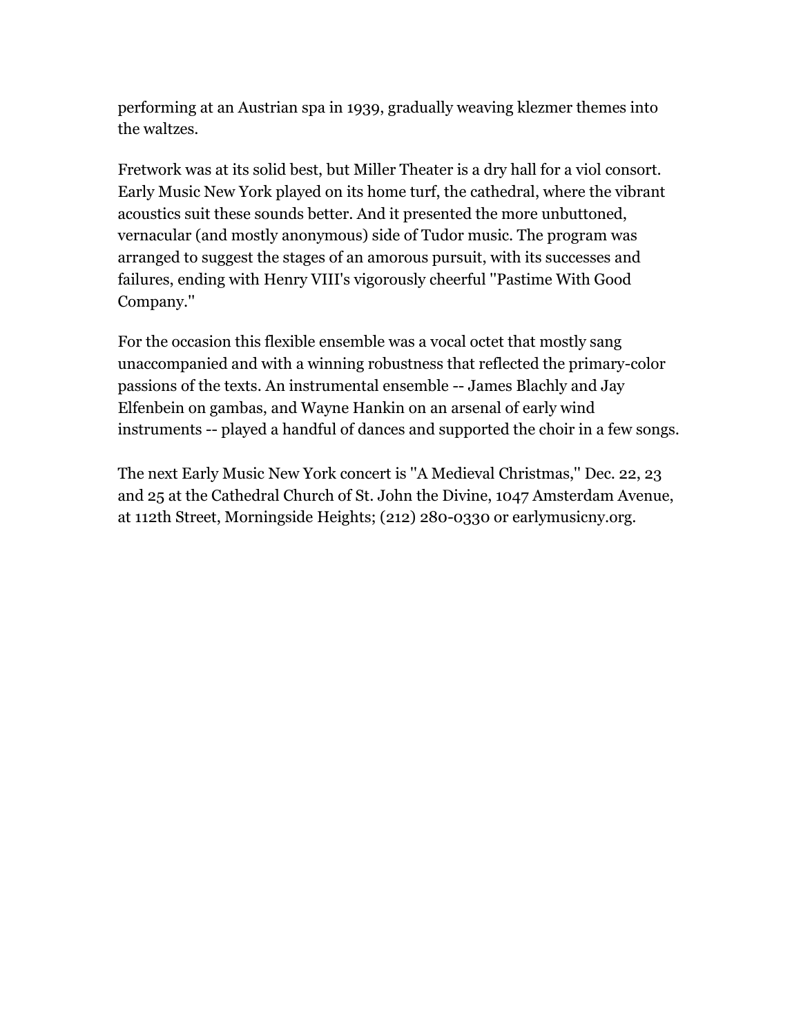performing at an Austrian spa in 1939, gradually weaving klezmer themes into the waltzes.

Fretwork was at its solid best, but Miller Theater is a dry hall for a viol consort. Early Music New York played on its home turf, the cathedral, where the vibrant acoustics suit these sounds better. And it presented the more unbuttoned, vernacular (and mostly anonymous) side of Tudor music. The program was arranged to suggest the stages of an amorous pursuit, with its successes and failures, ending with Henry VIII's vigorously cheerful ''Pastime With Good Company.''

For the occasion this flexible ensemble was a vocal octet that mostly sang unaccompanied and with a winning robustness that reflected the primary-color passions of the texts. An instrumental ensemble -- James Blachly and Jay Elfenbein on gambas, and Wayne Hankin on an arsenal of early wind instruments -- played a handful of dances and supported the choir in a few songs.

The next Early Music New York concert is ''A Medieval Christmas,'' Dec. 22, 23 and 25 at the Cathedral Church of St. John the Divine, 1047 Amsterdam Avenue, at 112th Street, Morningside Heights; (212) 280-0330 or earlymusicny.org.